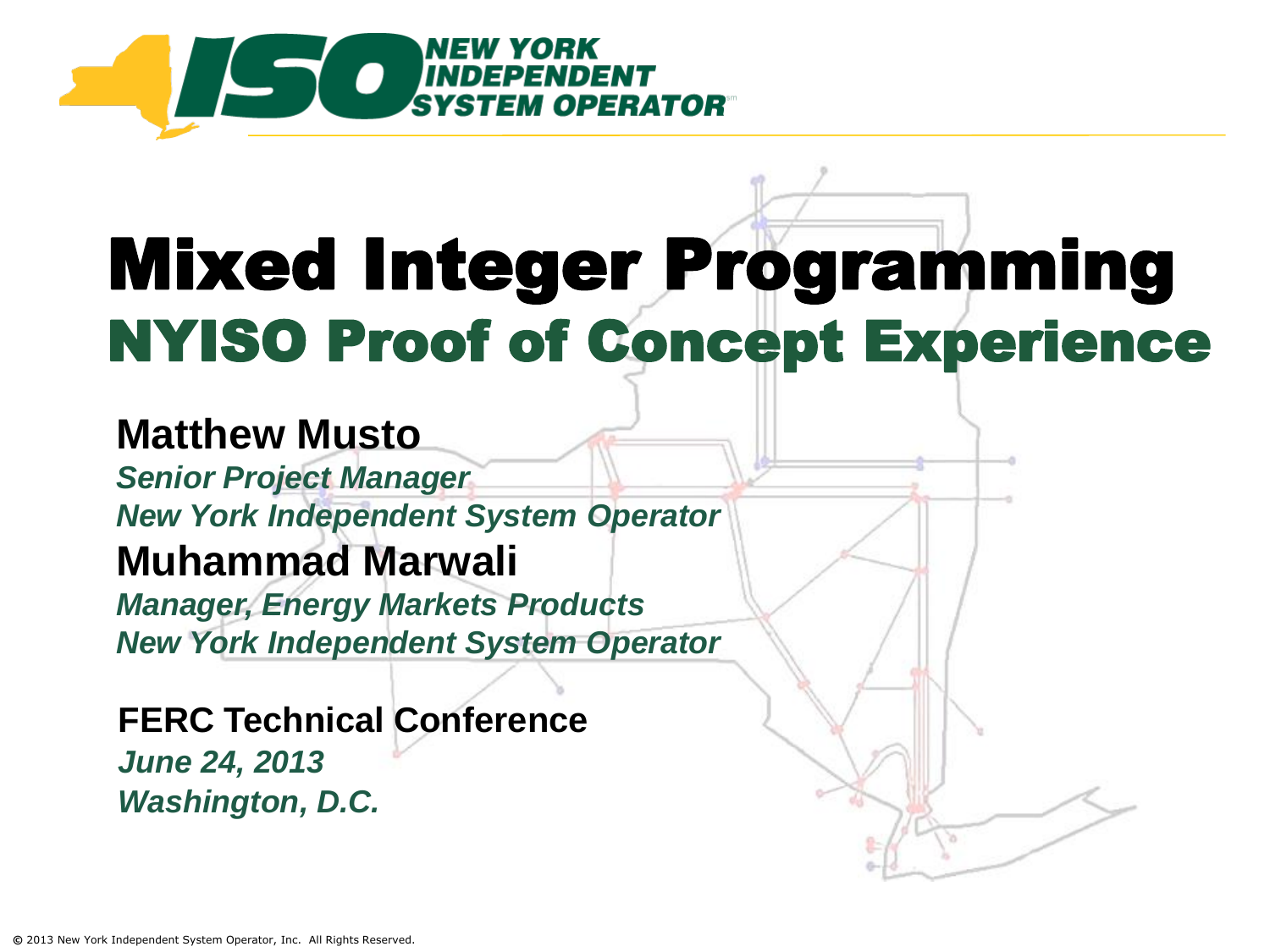# Mixed Integer Programming

## NYISO Proof of Concept Experience

**Matthew Musto**

*Senior Project Manager*

*New York Independent System Operator*

**Muhammad Marwali**

*Manager, Energy Markets Products*

*New York Independent System Operator*

**FERC Technical Conference**

*June 24, 2013*

*Washington, D.C.*

© 2013 New York Independent System Operator, Inc. All Rights Reserved.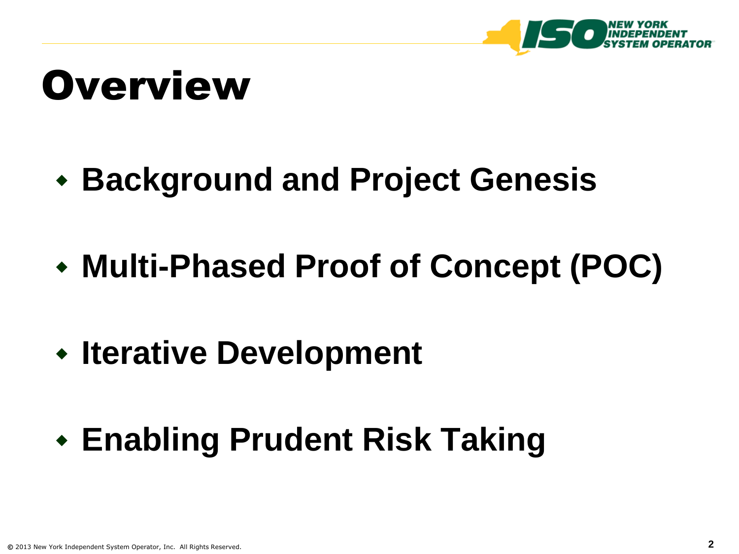# Overview

- **Background and Project Genesis**
- **Multi-Phased Proof of Concept (POC)**
- **Iterative Development**
- **Enabling Prudent Risk Taking**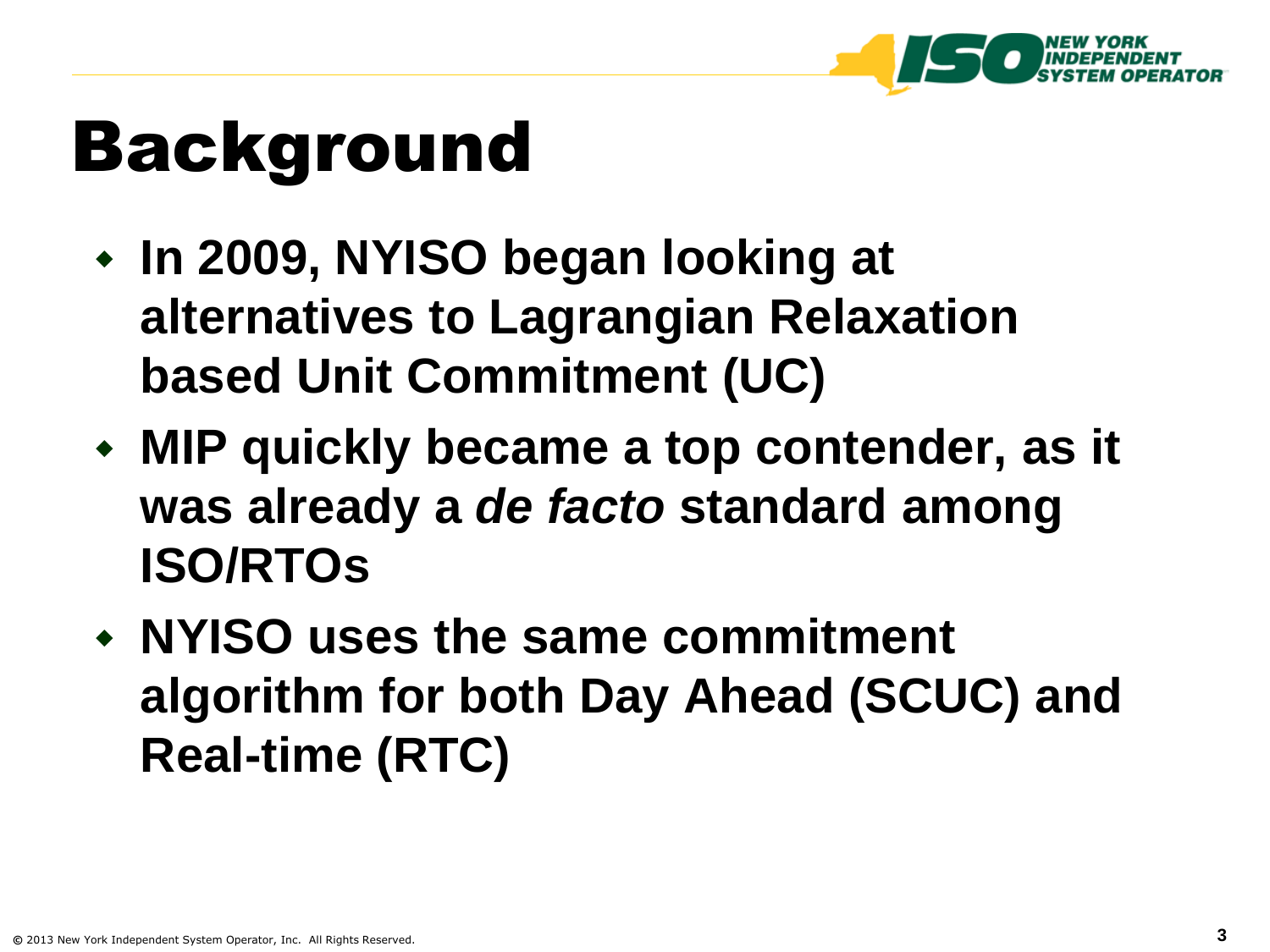# Background

- **In 2009, NYISO began looking at alternatives to Lagrangian Relaxation based Unit Commitment (UC)**
- **MIP quickly became a top contender, as it was already a *de facto* standard among ISO/RTOs**
- **NYISO uses the same commitment algorithm for both Day Ahead (SCUC) and Real-time (RTC)**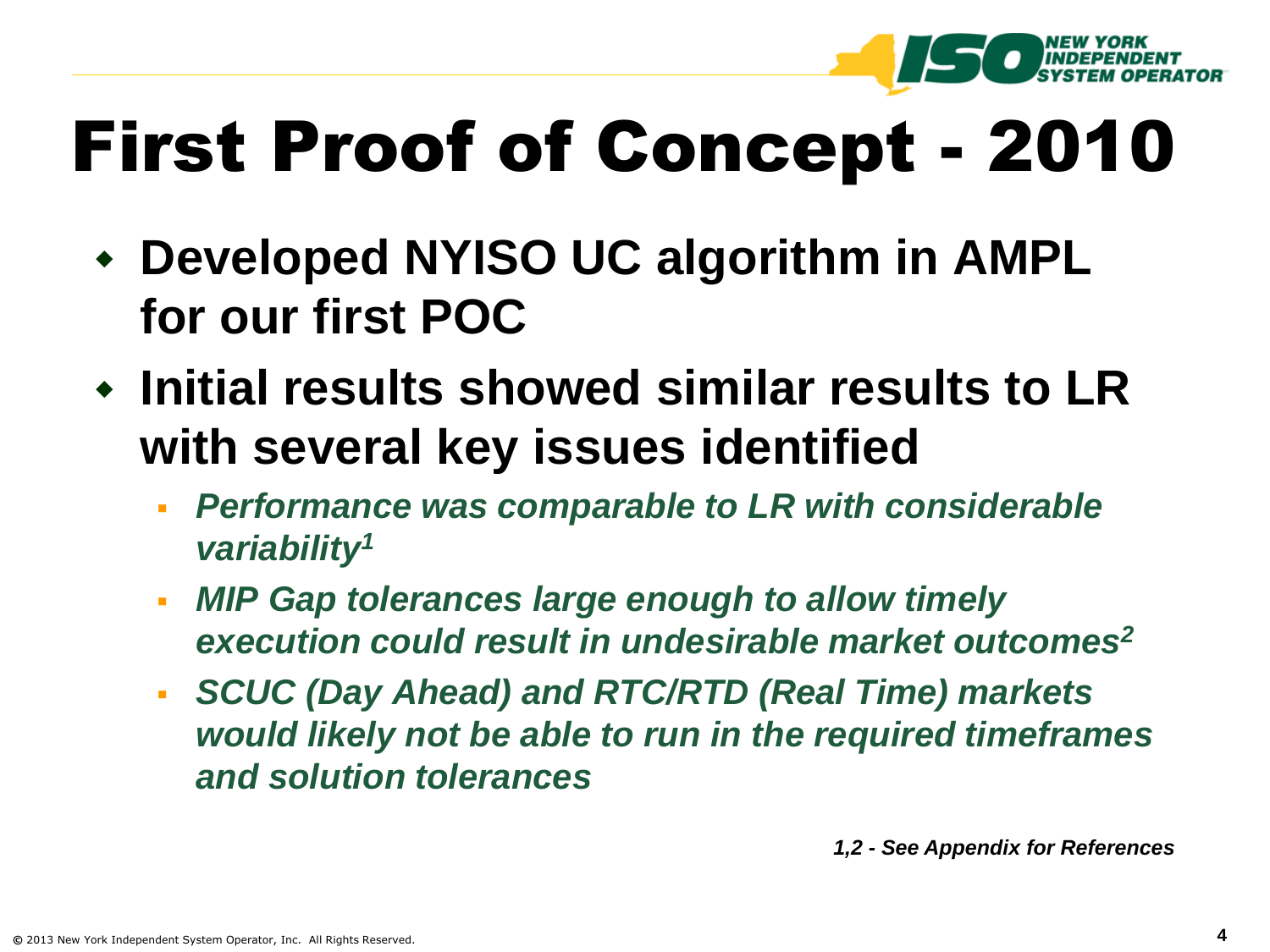# First Proof of Concept - 2010

- **Developed NYISO UC algorithm in AMPL for our first POC**
- **Initial results showed similar results to LR with several key issues identified**
  - ***Performance was comparable to LR with considerable variability[1]***
  - ***MIP Gap tolerances large enough to allow timely execution could result in undesirable market outcomes[2]***
  - ***SCUC (Day Ahead) and RTC/RTD (Real Time) markets would likely not be able to run in the required timeframes and solution tolerances***

***1,2 - See Appendix for References***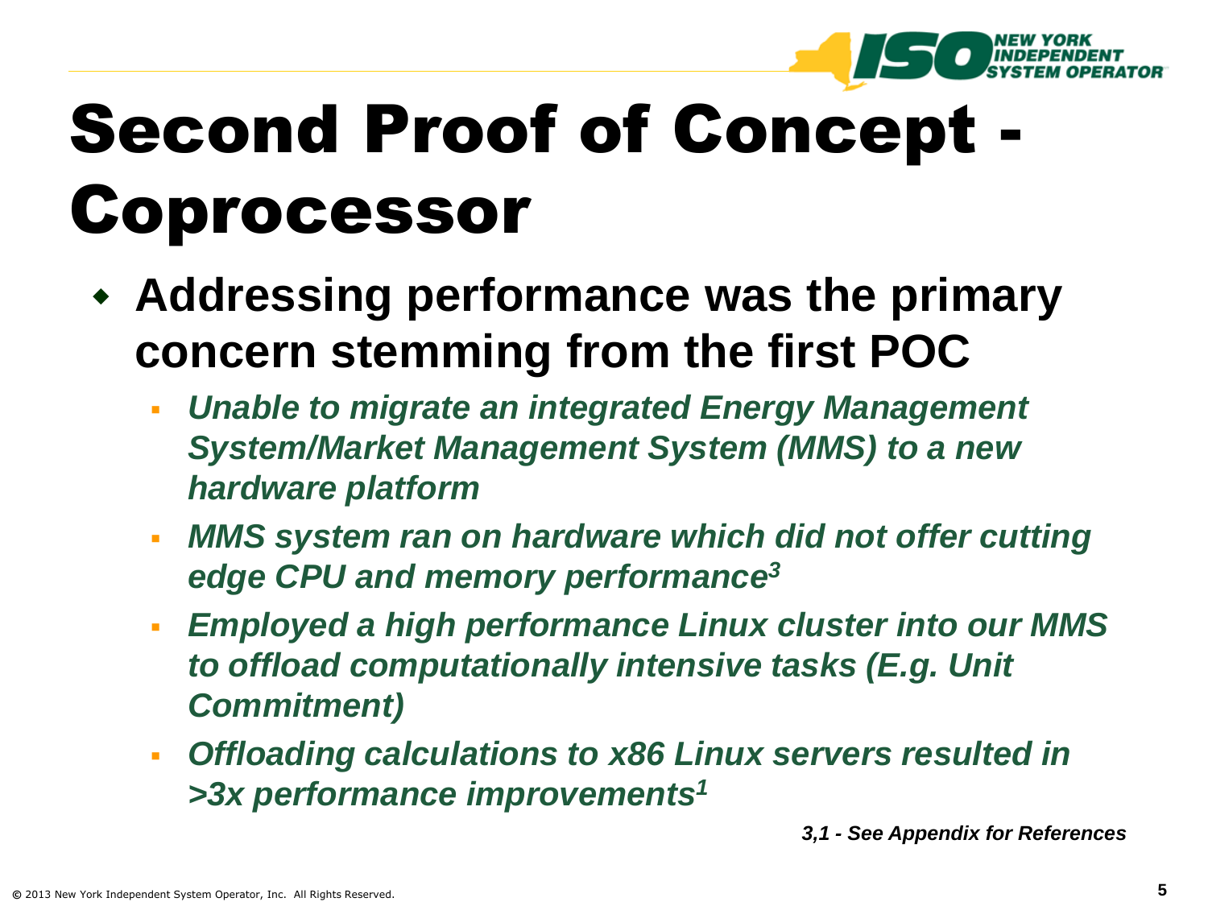# Second Proof of Concept - Coprocessor

- **Addressing performance was the primary concern stemming from the first POC**
  - ***Unable to migrate an integrated Energy Management System/Market Management System (MMS) to a new hardware platform***
  - ***MMS system ran on hardware which did not offer cutting edge CPU and memory performance[3]***
  - ***Employed a high performance Linux cluster into our MMS to offload computationally intensive tasks (E.g. Unit Commitment)***
  - ***Offloading calculations to x86 Linux servers resulted in >3x performance improvements[1]***

***3,1 - See Appendix for References***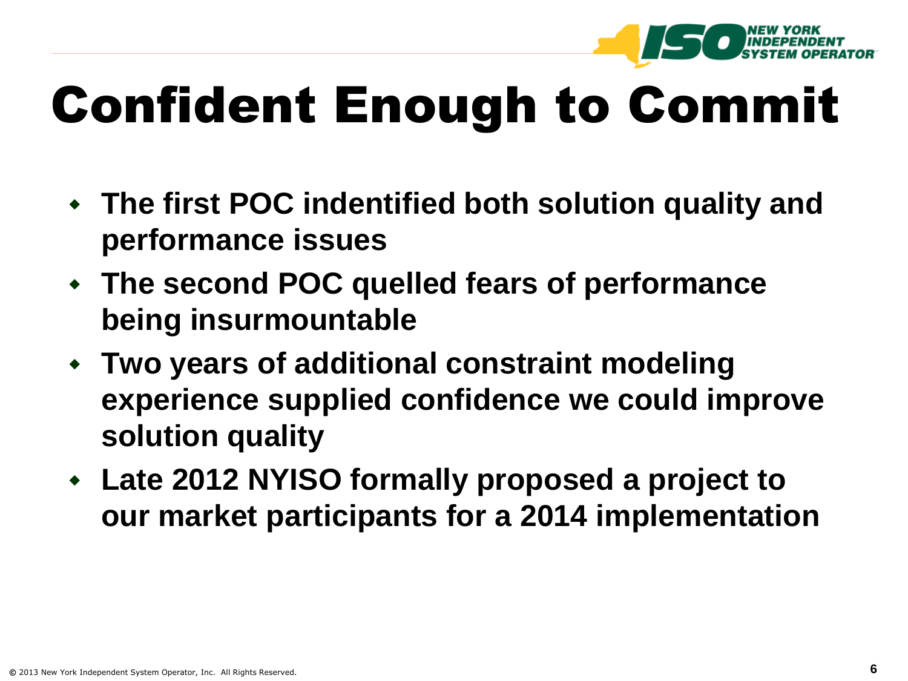# Confident Enough to Commit

- **The first POC indentified both solution quality and performance issues**
- **The second POC quelled fears of performance being insurmountable**
- **Two years of additional constraint modeling experience supplied confidence we could improve solution quality**
- **Late 2012 NYISO formally proposed a project to our market participants for a 2014 implementation**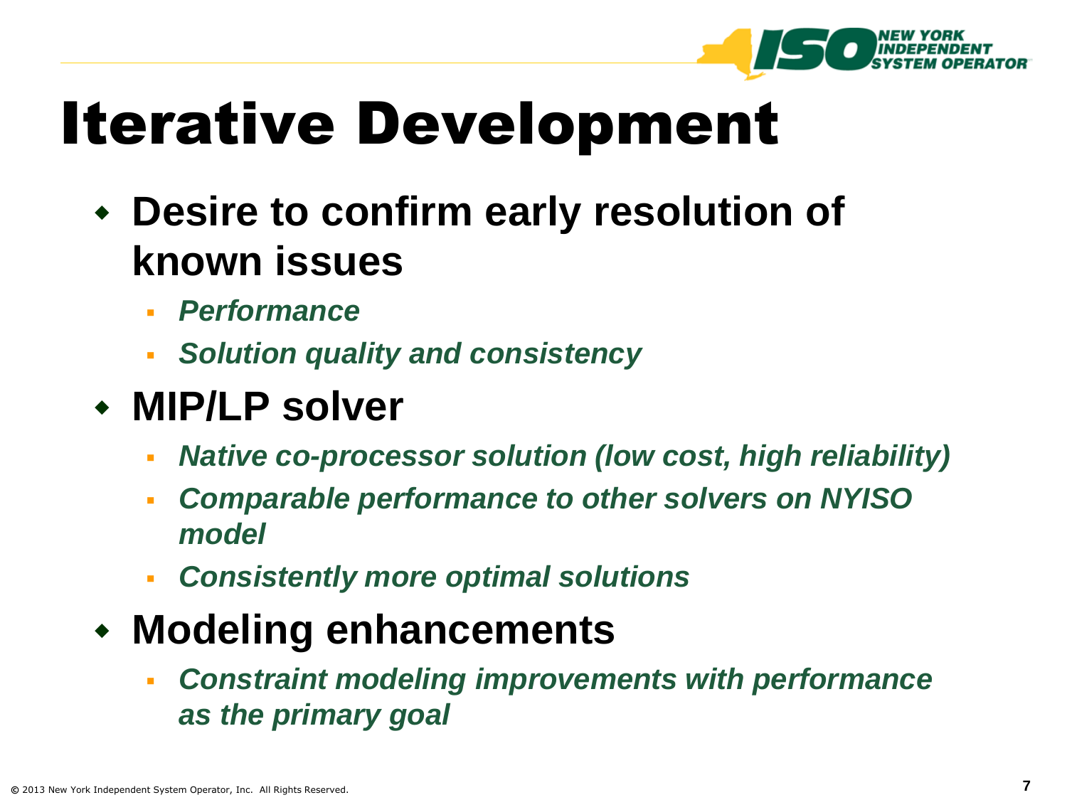# Iterative Development

- **Desire to confirm early resolution of known issues**
  - ***Performance***
  - ***Solution quality and consistency***
- **MIP/LP solver**
  - ***Native co-processor solution (low cost, high reliability)***
  - ***Comparable performance to other solvers on NYISO model***
  - ***Consistently more optimal solutions***
- **Modeling enhancements**
  - ***Constraint modeling improvements with performance as the primary goal***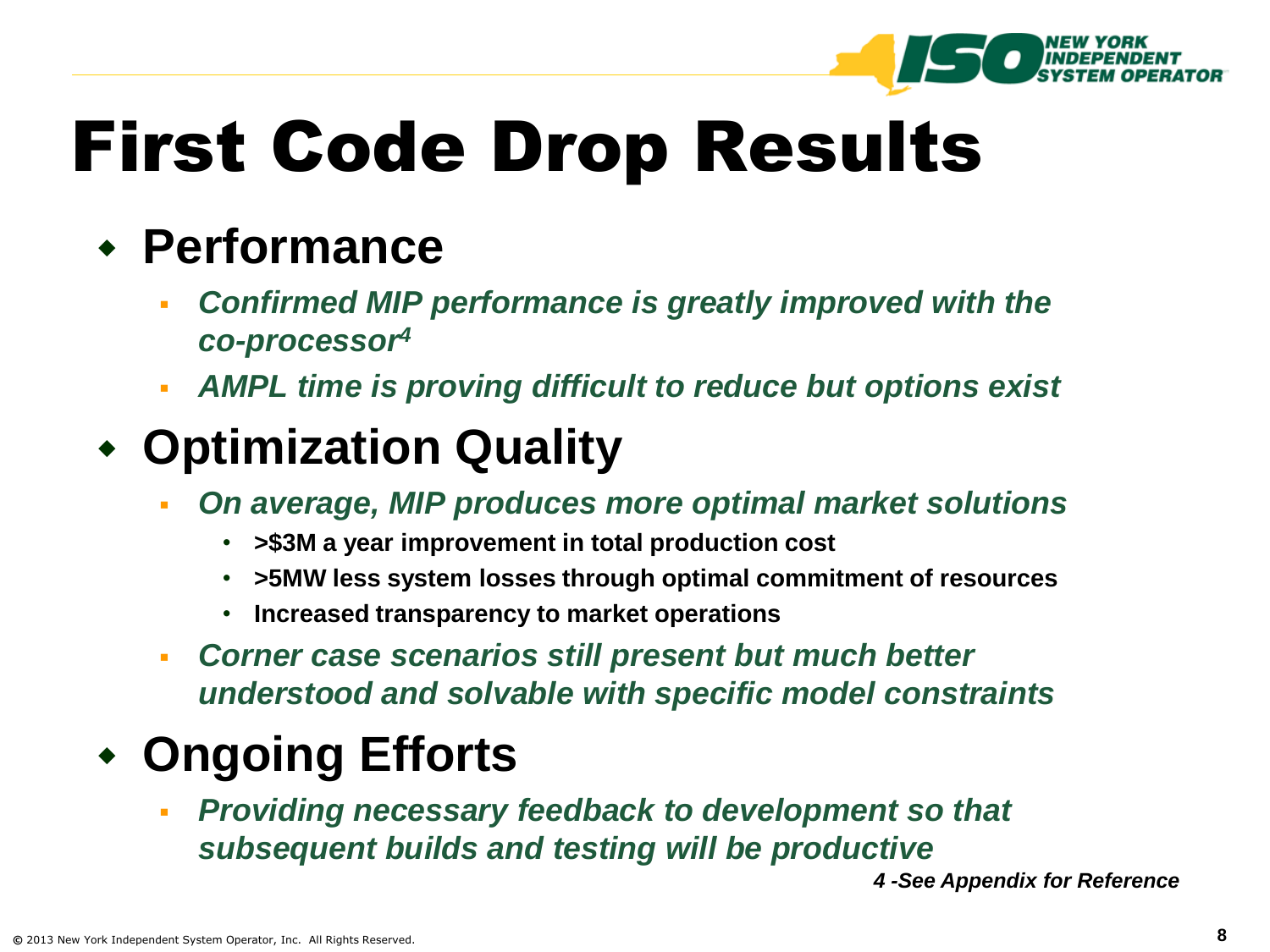# First Code Drop Results

- **Performance**
  - ***Confirmed MIP performance is greatly improved with the co-processor[4]***
  - ***AMPL time is proving difficult to reduce but options exist***
- **Optimization Quality**
  - ***On average, MIP produces more optimal market solutions***
    - **>$3M a year improvement in total production cost**
    - **>5MW less system losses through optimal commitment of resources**
    - **Increased transparency to market operations**
  - ***Corner case scenarios still present but much better understood and solvable with specific model constraints***
- **Ongoing Efforts**
  - ***Providing necessary feedback to development so that subsequent builds and testing will be productive***

***4 -See Appendix for Reference***

© 2013 New York Independent System Operator, Inc. All Rights Reserved.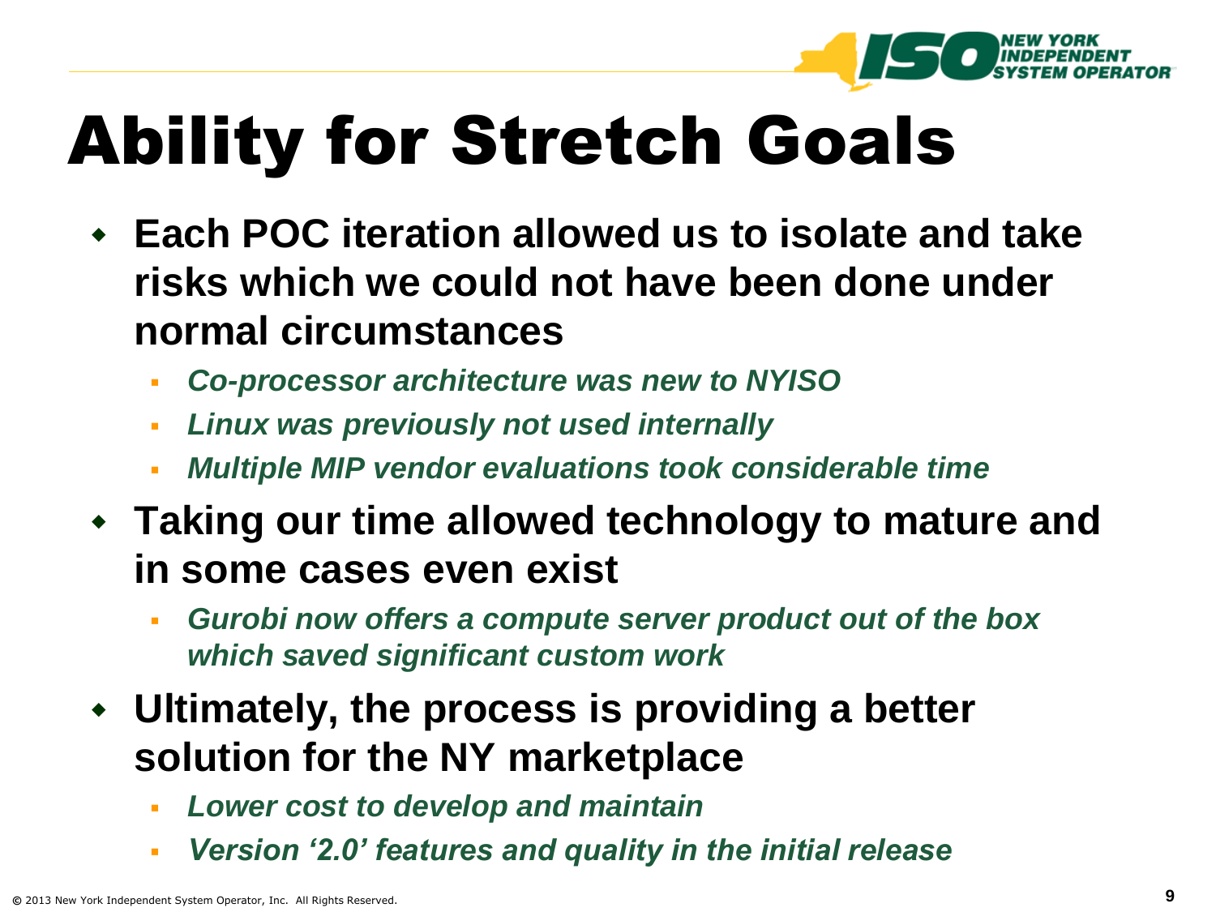# Ability for Stretch Goals

- **Each POC iteration allowed us to isolate and take risks which we could not have been done under normal circumstances**
  - ***Co-processor architecture was new to NYISO***
  - ***Linux was previously not used internally***
  - ***Multiple MIP vendor evaluations took considerable time***
- **Taking our time allowed technology to mature and in some cases even exist**
  - ***Gurobi now offers a compute server product out of the box which saved significant custom work***
- **Ultimately, the process is providing a better solution for the NY marketplace**
  - ***Lower cost to develop and maintain***
  - ***Version '2.0' features and quality in the initial release***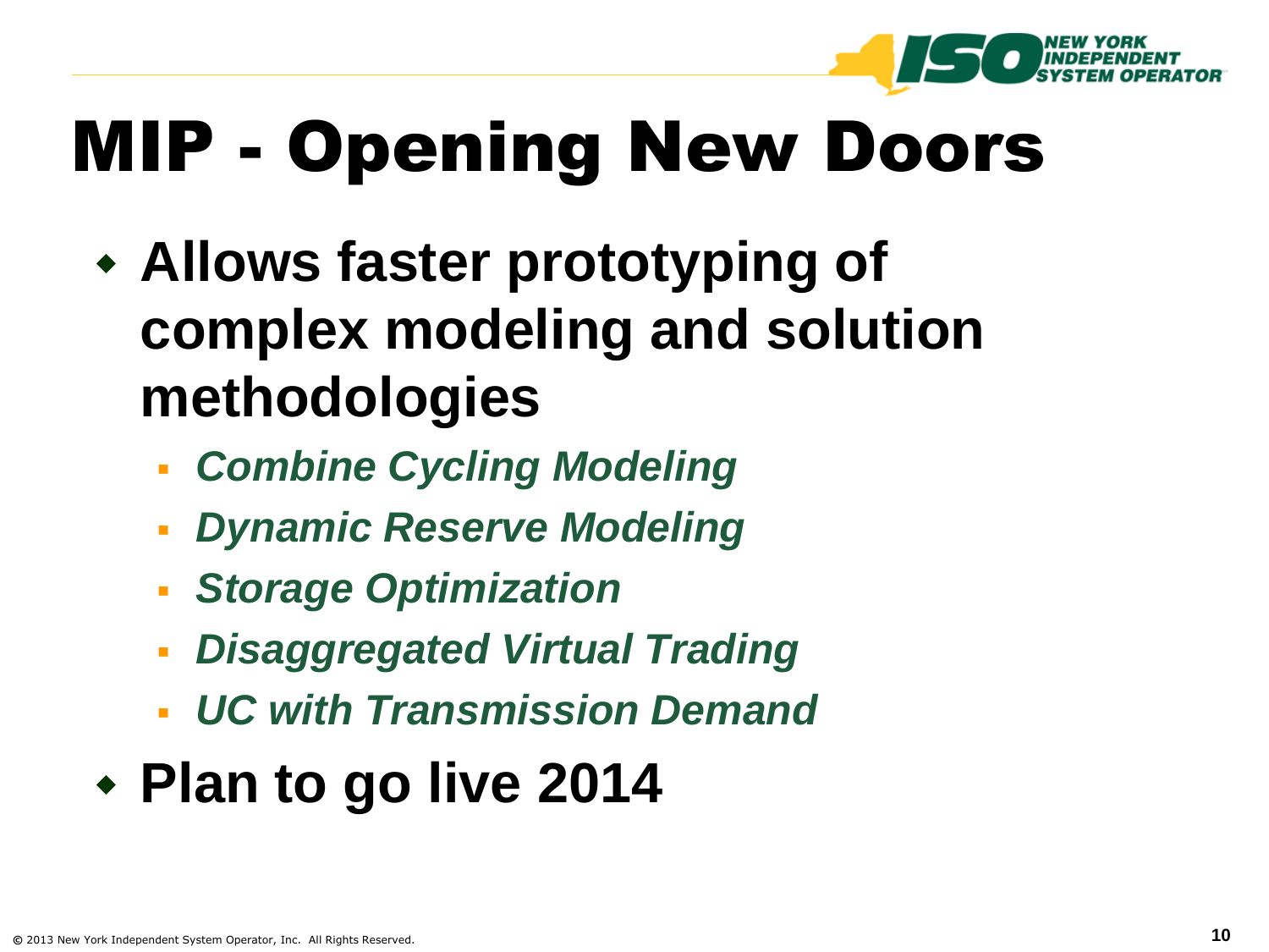# MIP - Opening New Doors

- **Allows faster prototyping of complex modeling and solution methodologies**
  - ***Combine Cycling Modeling***
  - ***Dynamic Reserve Modeling***
  - ***Storage Optimization***
  - ***Disaggregated Virtual Trading***
  - ***UC with Transmission Demand***
- **Plan to go live 2014**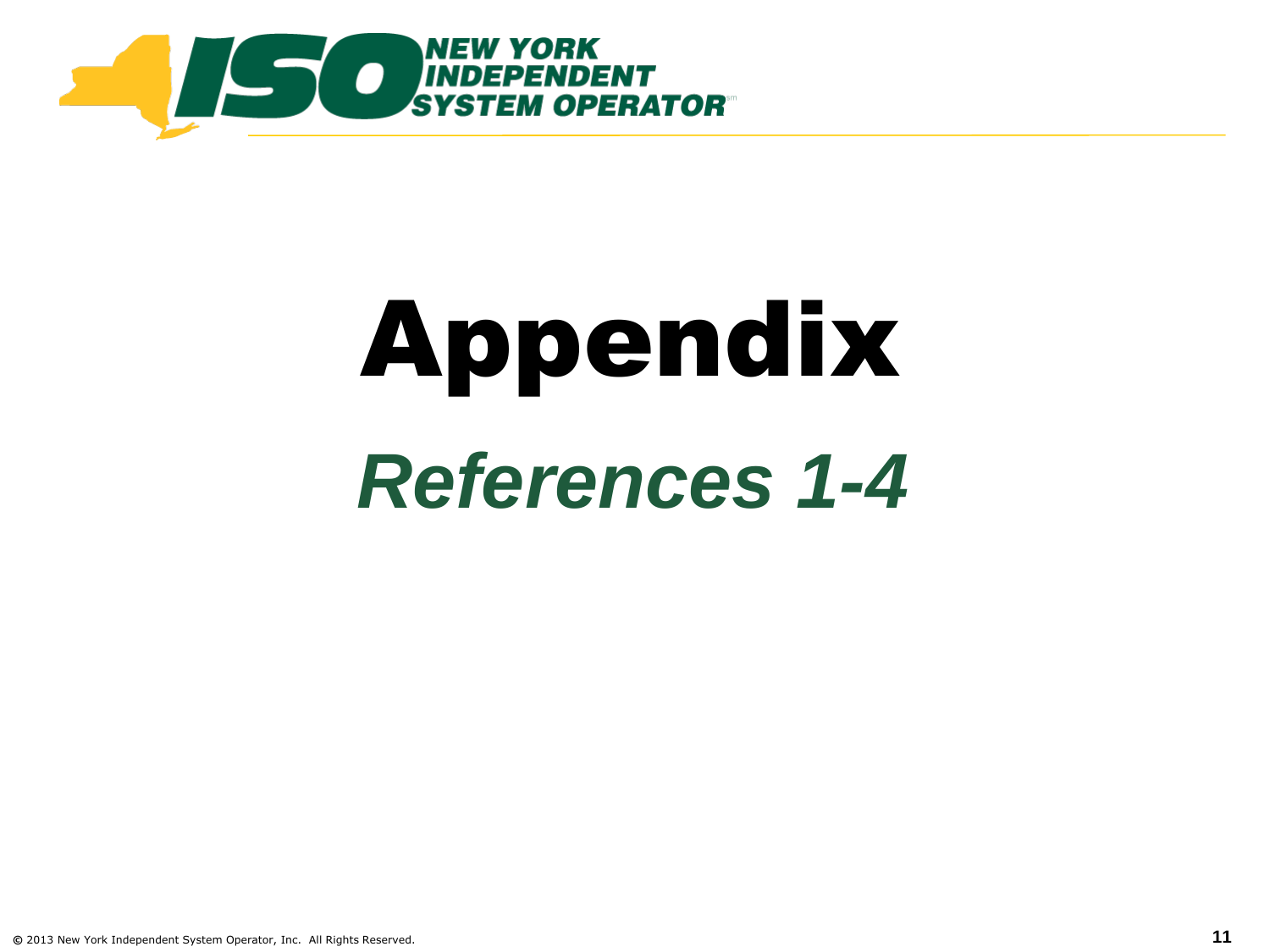# Appendix

## *References 1-4*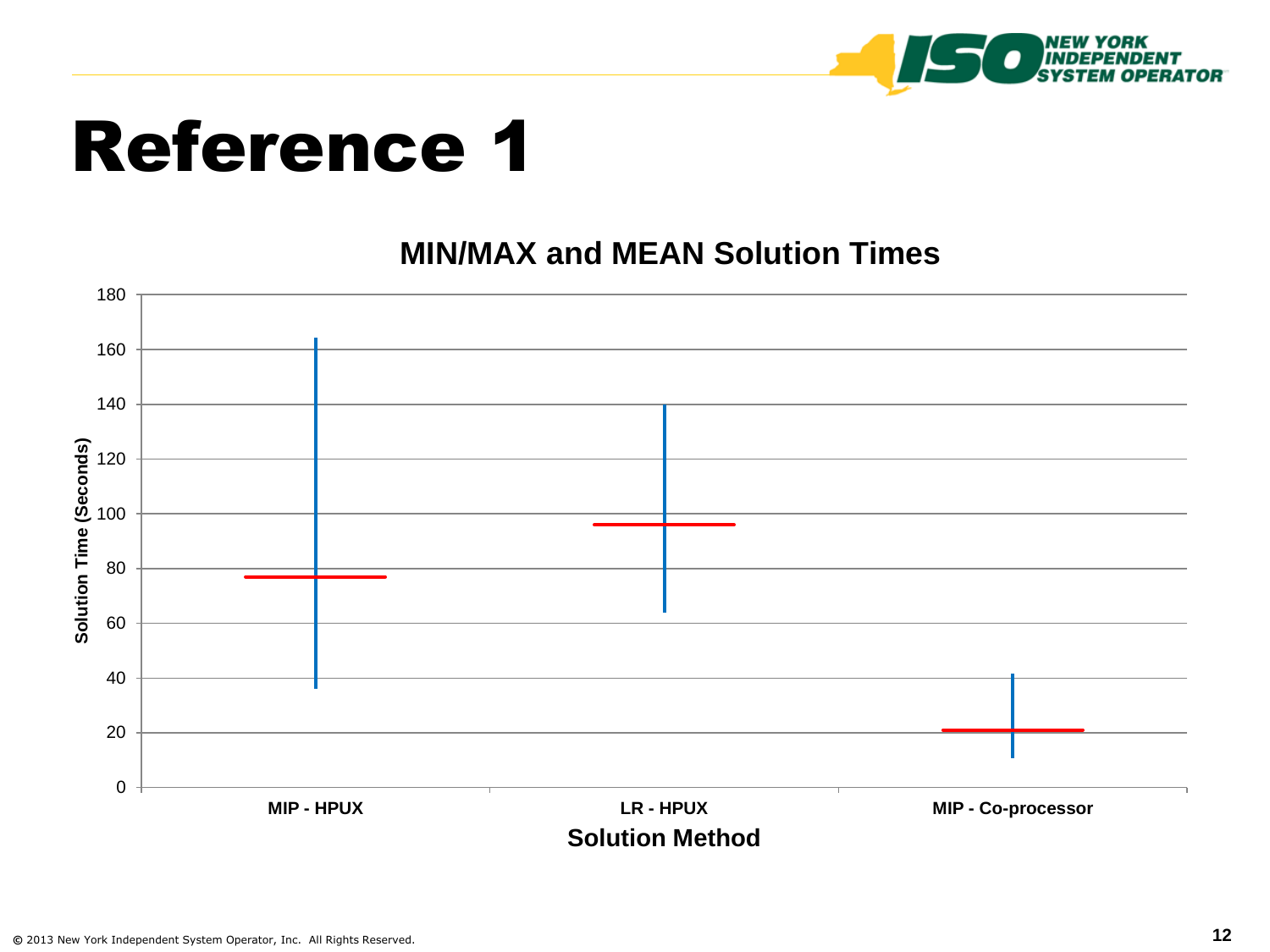# Reference 1

**MIN/MAX and MEAN Solution Times**

| Solution Method | Min (Seconds) | Mean (Seconds) | Max (Seconds) |
|---|---|---|---|
| MIP - HPUX | ~36 | ~77 | ~164 |
| LR - HPUX | ~64 | ~96 | ~140 |
| MIP - Co-processor | ~11 | ~21 | ~41 |

*Values are approximate readings from the chart. Y-axis: Solution Time (Seconds), 0–180; X-axis: Solution Method.*

© 2013 New York Independent System Operator, Inc. All Rights Reserved.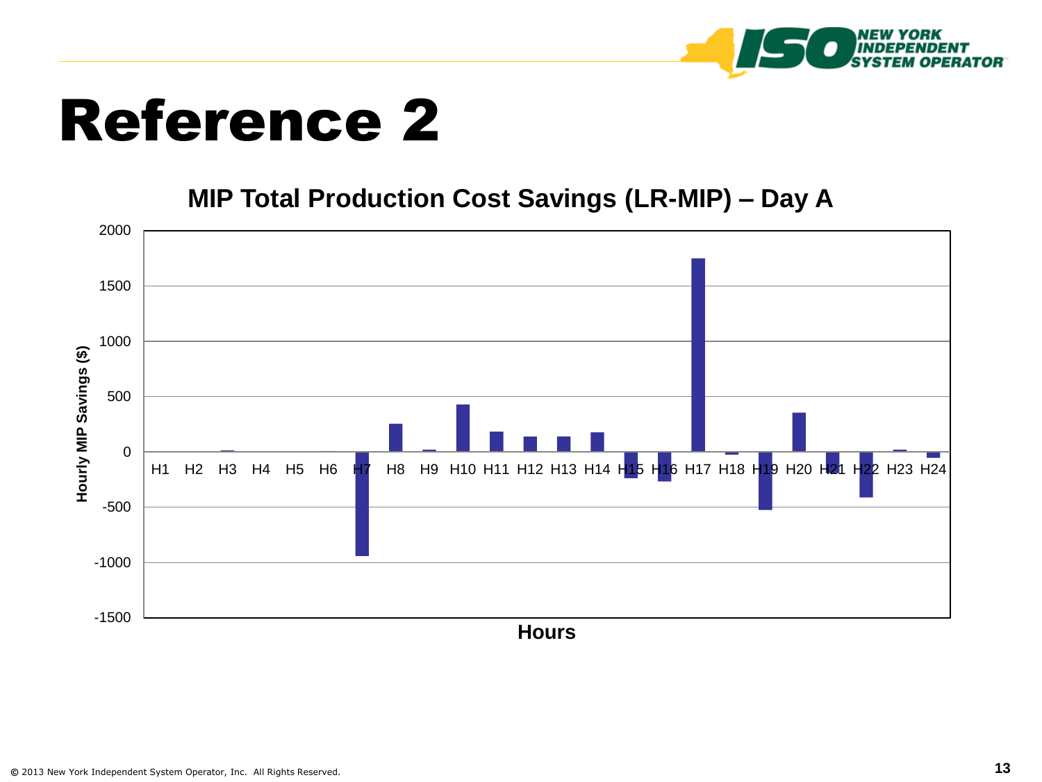# Reference 2

**MIP Total Production Cost Savings (LR-MIP) – Day A**

Hourly MIP Savings ($)

2000
1500
1000
500
0
-500
-1000
-1500

H1 H2 H3 H4 H5 H6 H7 H8 H9 H10 H11 H12 H13 H14 H15 H16 H17 H18 H19 H20 H21 H22 H23 H24

**Hours**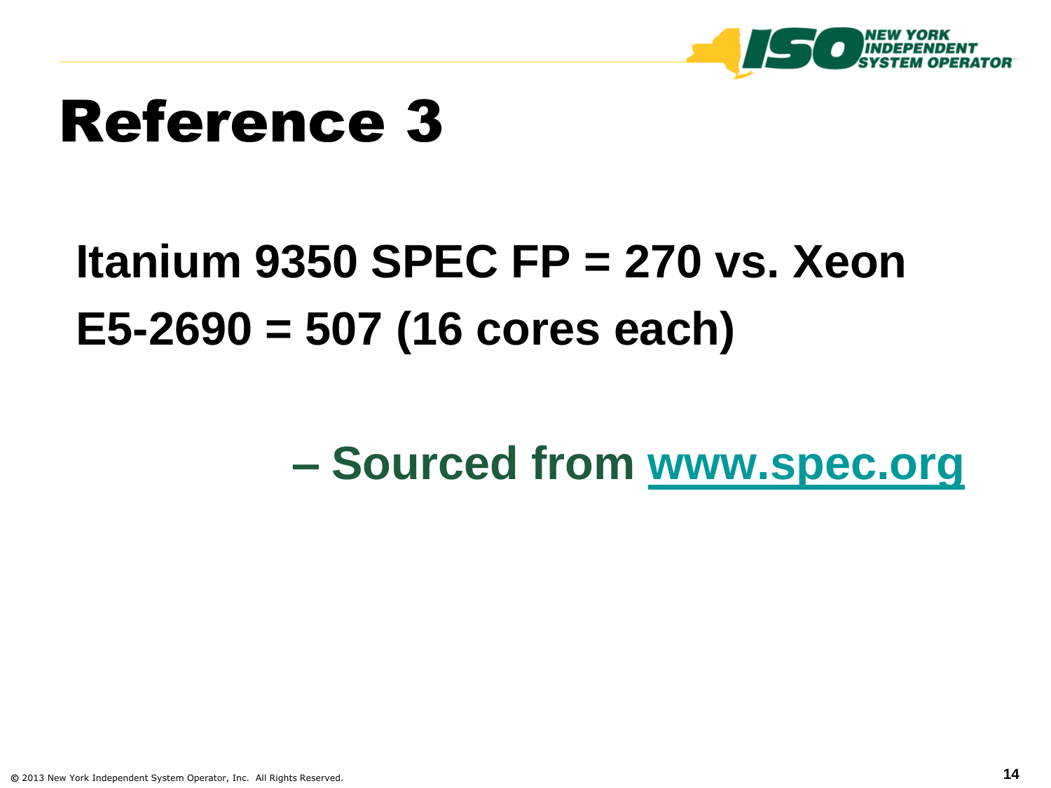# Reference 3

**Itanium 9350 SPEC FP = 270 vs. Xeon E5-2690 = 507 (16 cores each)**

– **Sourced from [www.spec.org](http://www.spec.org)**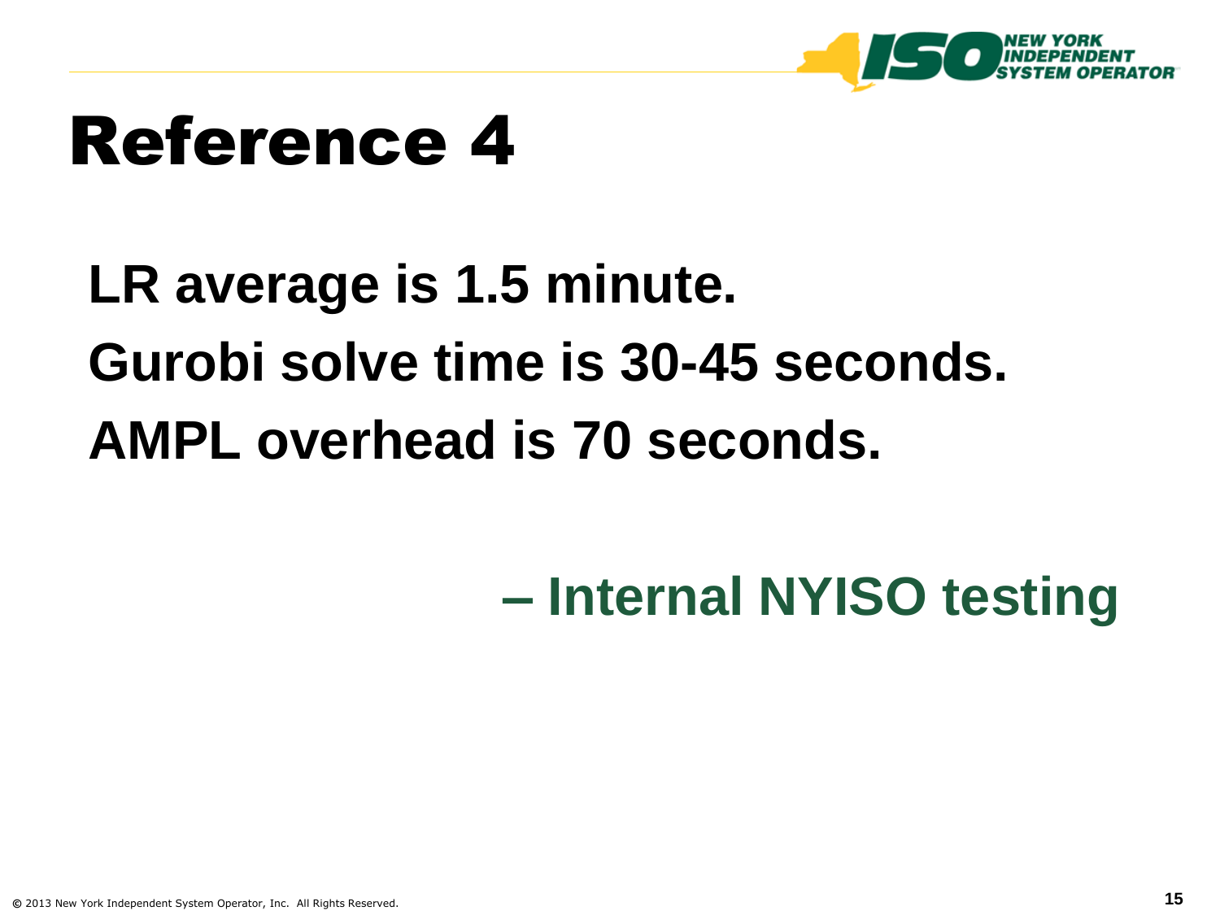# Reference 4

**LR average is 1.5 minute.**

**Gurobi solve time is 30-45 seconds.**

**AMPL overhead is 70 seconds.**

**– Internal NYISO testing**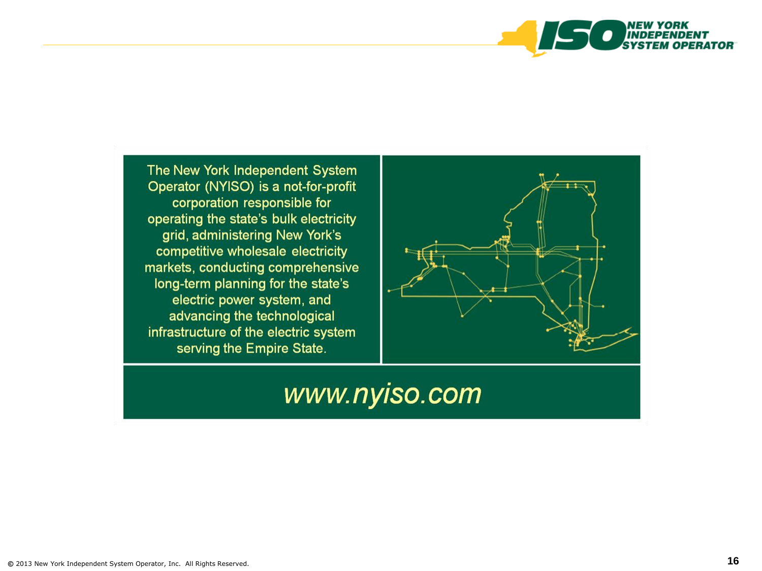The New York Independent System Operator (NYISO) is a not-for-profit corporation responsible for operating the state's bulk electricity grid, administering New York's competitive wholesale electricity markets, conducting comprehensive long-term planning for the state's electric power system, and advancing the technological infrastructure of the electric system serving the Empire State.

www.nyiso.com